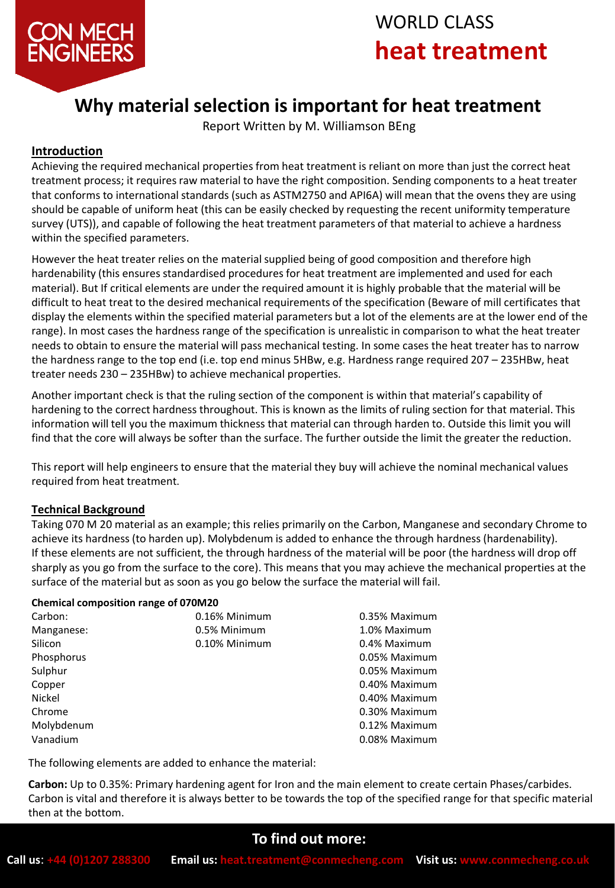# WORLD CLASS heat treatment

## Why material selection is important for heat treatment

Report Written by M. Williamson BEng

### Introduction

Achieving the required mechanical properties from heat treatment is reliant on more than just the correct heat treatment process; it requires raw material to have the right composition. Sending components to a heat treater that conforms to international standards (such as ASTM2750 and API6A) will mean that the ovens they are using should be capable of uniform heat (this can be easily checked by requesting the recent uniformity temperature survey (UTS)), and capable of following the heat treatment parameters of that material to achieve a hardness within the specified parameters.

However the heat treater relies on the material supplied being of good composition and therefore high hardenability (this ensures standardised procedures for heat treatment are implemented and used for each material). But If critical elements are under the required amount it is highly probable that the material will be difficult to heat treat to the desired mechanical requirements of the specification (Beware of mill certificates that display the elements within the specified material parameters but a lot of the elements are at the lower end of the range). In most cases the hardness range of the specification is unrealistic in comparison to what the heat treater needs to obtain to ensure the material will pass mechanical testing. In some cases the heat treater has to narrow the hardness range to the top end (i.e. top end minus 5HBw, e.g. Hardness range required 207 – 235HBw, heat treater needs 230 – 235HBw) to achieve mechanical properties.

Another important check is that the ruling section of the component is within that material's capability of hardening to the correct hardness throughout. This is known as the limits of ruling section for that material. This information will tell you the maximum thickness that material can through harden to. Outside this limit you will find that the core will always be softer than the surface. The further outside the limit the greater the reduction.

This report will help engineers to ensure that the material they buy will achieve the nominal mechanical values required from heat treatment.

### Technical Background

Taking 070 M 20 material as an example; this relies primarily on the Carbon, Manganese and secondary Chrome to achieve its hardness (to harden up). Molybdenum is added to enhance the through hardness (hardenability). If these elements are not sufficient, the through hardness of the material will be poor (the hardness will drop off sharply as you go from the surface to the core). This means that you may achieve the mechanical properties at the surface of the material but as soon as you go below the surface the material will fail.

**Chemical composition range of 070M20**

| Element | Minimum | Maximum |
|---|---|---|
| Carbon: | 0.16% Minimum | 0.35% Maximum |
| Manganese: | 0.5% Minimum | 1.0% Maximum |
| Silicon | 0.10% Minimum | 0.4% Maximum |
| Phosphorus | | 0.05% Maximum |
| Sulphur | | 0.05% Maximum |
| Copper | | 0.40% Maximum |
| Nickel | | 0.40% Maximum |
| Chrome | | 0.30% Maximum |
| Molybdenum | | 0.12% Maximum |
| Vanadium | | 0.08% Maximum |

The following elements are added to enhance the material:

**Carbon:** Up to 0.35%: Primary hardening agent for Iron and the main element to create certain Phases/carbides. Carbon is vital and therefore it is always better to be towards the top of the specified range for that specific material then at the bottom.

**To find out more:**

**Call us**: +44 (0)1207 288300 **Email us:** heat.treatment@conmecheng.com **Visit us:** www.conmecheng.co.uk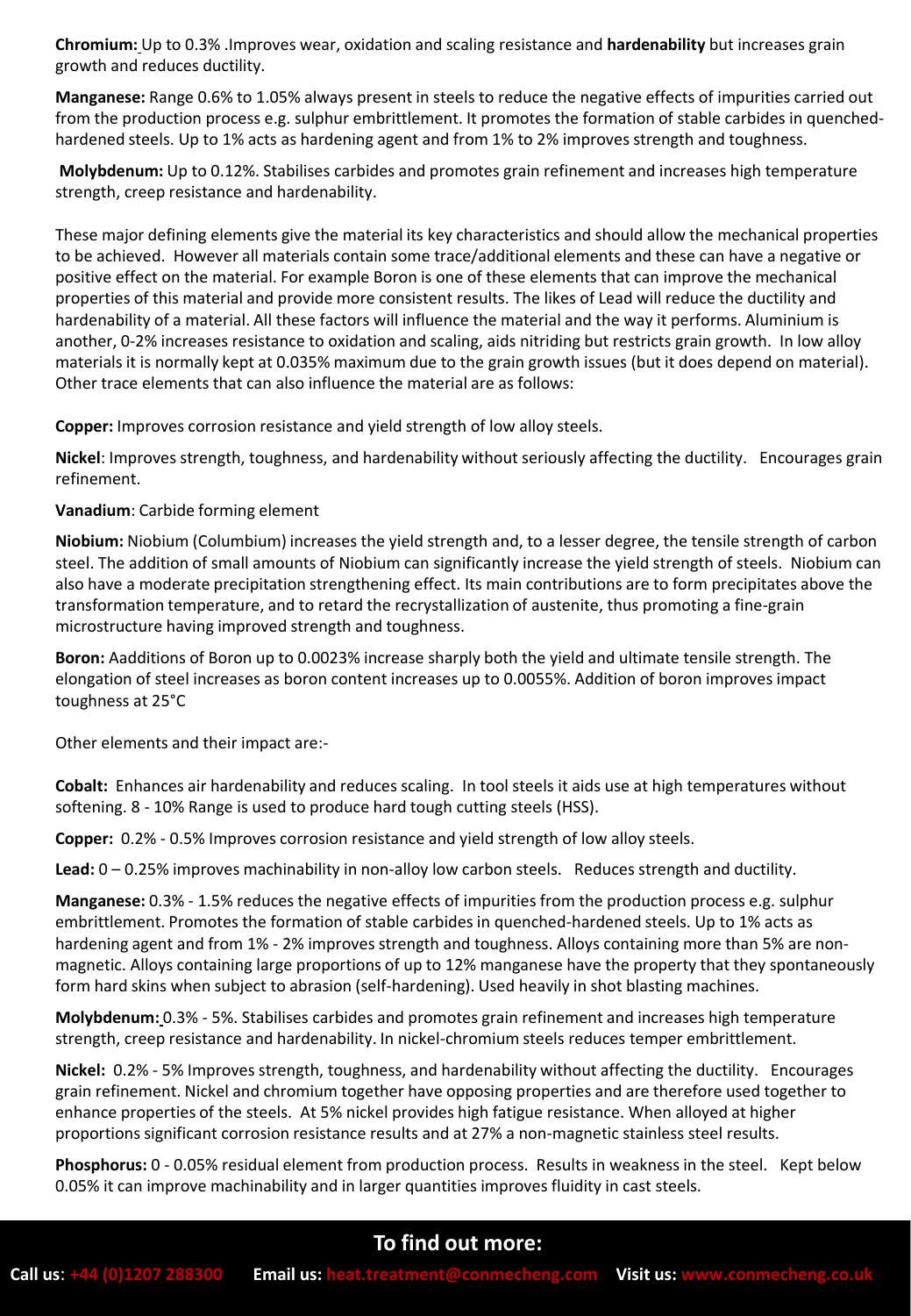**Chromium:** Up to 0.3% .Improves wear, oxidation and scaling resistance and **hardenability** but increases grain growth and reduces ductility.

**Manganese:** Range 0.6% to 1.05% always present in steels to reduce the negative effects of impurities carried out from the production process e.g. sulphur embrittlement. It promotes the formation of stable carbides in quenched-hardened steels. Up to 1% acts as hardening agent and from 1% to 2% improves strength and toughness.

**Molybdenum:** Up to 0.12%. Stabilises carbides and promotes grain refinement and increases high temperature strength, creep resistance and hardenability.

These major defining elements give the material its key characteristics and should allow the mechanical properties to be achieved. However all materials contain some trace/additional elements and these can have a negative or positive effect on the material. For example Boron is one of these elements that can improve the mechanical properties of this material and provide more consistent results. The likes of Lead will reduce the ductility and hardenability of a material. All these factors will influence the material and the way it performs. Aluminium is another, 0-2% increases resistance to oxidation and scaling, aids nitriding but restricts grain growth. In low alloy materials it is normally kept at 0.035% maximum due to the grain growth issues (but it does depend on material). Other trace elements that can also influence the material are as follows:

**Copper:** Improves corrosion resistance and yield strength of low alloy steels.

**Nickel**: Improves strength, toughness, and hardenability without seriously affecting the ductility. Encourages grain refinement.

**Vanadium**: Carbide forming element

**Niobium:** Niobium (Columbium) increases the yield strength and, to a lesser degree, the tensile strength of carbon steel. The addition of small amounts of Niobium can significantly increase the yield strength of steels. Niobium can also have a moderate precipitation strengthening effect. Its main contributions are to form precipitates above the transformation temperature, and to retard the recrystallization of austenite, thus promoting a fine-grain microstructure having improved strength and toughness.

**Boron:** Aadditions of Boron up to 0.0023% increase sharply both the yield and ultimate tensile strength. The elongation of steel increases as boron content increases up to 0.0055%. Addition of boron improves impact toughness at 25°C

Other elements and their impact are:-

**Cobalt:** Enhances air hardenability and reduces scaling. In tool steels it aids use at high temperatures without softening. 8 - 10% Range is used to produce hard tough cutting steels (HSS).

**Copper:** 0.2% - 0.5% Improves corrosion resistance and yield strength of low alloy steels.

**Lead:** 0 – 0.25% improves machinability in non-alloy low carbon steels. Reduces strength and ductility.

**Manganese:** 0.3% - 1.5% reduces the negative effects of impurities from the production process e.g. sulphur embrittlement. Promotes the formation of stable carbides in quenched-hardened steels. Up to 1% acts as hardening agent and from 1% - 2% improves strength and toughness. Alloys containing more than 5% are non-magnetic. Alloys containing large proportions of up to 12% manganese have the property that they spontaneously form hard skins when subject to abrasion (self-hardening). Used heavily in shot blasting machines.

**Molybdenum:** 0.3% - 5%. Stabilises carbides and promotes grain refinement and increases high temperature strength, creep resistance and hardenability. In nickel-chromium steels reduces temper embrittlement.

**Nickel:** 0.2% - 5% Improves strength, toughness, and hardenability without affecting the ductility. Encourages grain refinement. Nickel and chromium together have opposing properties and are therefore used together to enhance properties of the steels. At 5% nickel provides high fatigue resistance. When alloyed at higher proportions significant corrosion resistance results and at 27% a non-magnetic stainless steel results.

**Phosphorus:** 0 - 0.05% residual element from production process. Results in weakness in the steel. Kept below 0.05% it can improve machinability and in larger quantities improves fluidity in cast steels.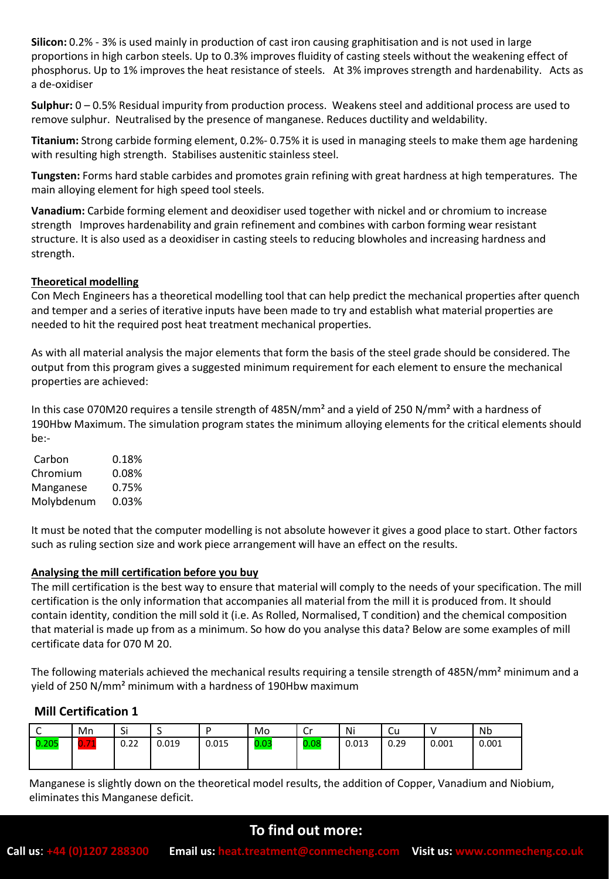**Silicon:** 0.2% - 3% is used mainly in production of cast iron causing graphitisation and is not used in large proportions in high carbon steels. Up to 0.3% improves fluidity of casting steels without the weakening effect of phosphorus. Up to 1% improves the heat resistance of steels. At 3% improves strength and hardenability. Acts as a de-oxidiser

**Sulphur:** 0 – 0.5% Residual impurity from production process. Weakens steel and additional process are used to remove sulphur. Neutralised by the presence of manganese. Reduces ductility and weldability.

**Titanium:** Strong carbide forming element, 0.2%- 0.75% it is used in managing steels to make them age hardening with resulting high strength. Stabilises austenitic stainless steel.

**Tungsten:** Forms hard stable carbides and promotes grain refining with great hardness at high temperatures. The main alloying element for high speed tool steels.

**Vanadium:** Carbide forming element and deoxidiser used together with nickel and or chromium to increase strength Improves hardenability and grain refinement and combines with carbon forming wear resistant structure. It is also used as a deoxidiser in casting steels to reducing blowholes and increasing hardness and strength.

**Theoretical modelling**

Con Mech Engineers has a theoretical modelling tool that can help predict the mechanical properties after quench and temper and a series of iterative inputs have been made to try and establish what material properties are needed to hit the required post heat treatment mechanical properties.

As with all material analysis the major elements that form the basis of the steel grade should be considered. The output from this program gives a suggested minimum requirement for each element to ensure the mechanical properties are achieved:

In this case 070M20 requires a tensile strength of 485N/mm² and a yield of 250 N/mm² with a hardness of 190Hbw Maximum. The simulation program states the minimum alloying elements for the critical elements should be:-

| | |
|---|---|
| Carbon | 0.18% |
| Chromium | 0.08% |
| Manganese | 0.75% |
| Molybdenum | 0.03% |

It must be noted that the computer modelling is not absolute however it gives a good place to start. Other factors such as ruling section size and work piece arrangement will have an effect on the results.

**Analysing the mill certification before you buy**

The mill certification is the best way to ensure that material will comply to the needs of your specification. The mill certification is the only information that accompanies all material from the mill it is produced from. It should contain identity, condition the mill sold it (i.e. As Rolled, Normalised, T condition) and the chemical composition that material is made up from as a minimum. So how do you analyse this data? Below are some examples of mill certificate data for 070 M 20.

The following materials achieved the mechanical results requiring a tensile strength of 485N/mm² minimum and a yield of 250 N/mm² minimum with a hardness of 190Hbw maximum

## Mill Certification 1

| C | Mn | Si | S | P | Mo | Cr | Ni | Cu | V | Nb |
|---|---|---|---|---|---|---|---|---|---|---|
| 0.205 | 0.71 | 0.22 | 0.019 | 0.015 | 0.03 | 0.08 | 0.013 | 0.29 | 0.001 | 0.001 |

Manganese is slightly down on the theoretical model results, the addition of Copper, Vanadium and Niobium, eliminates this Manganese deficit.

## To find out more:

**Call us**: +44 (0)1207 288300 **Email us:** heat.treatment@conmecheng.com **Visit us:** www.conmecheng.co.uk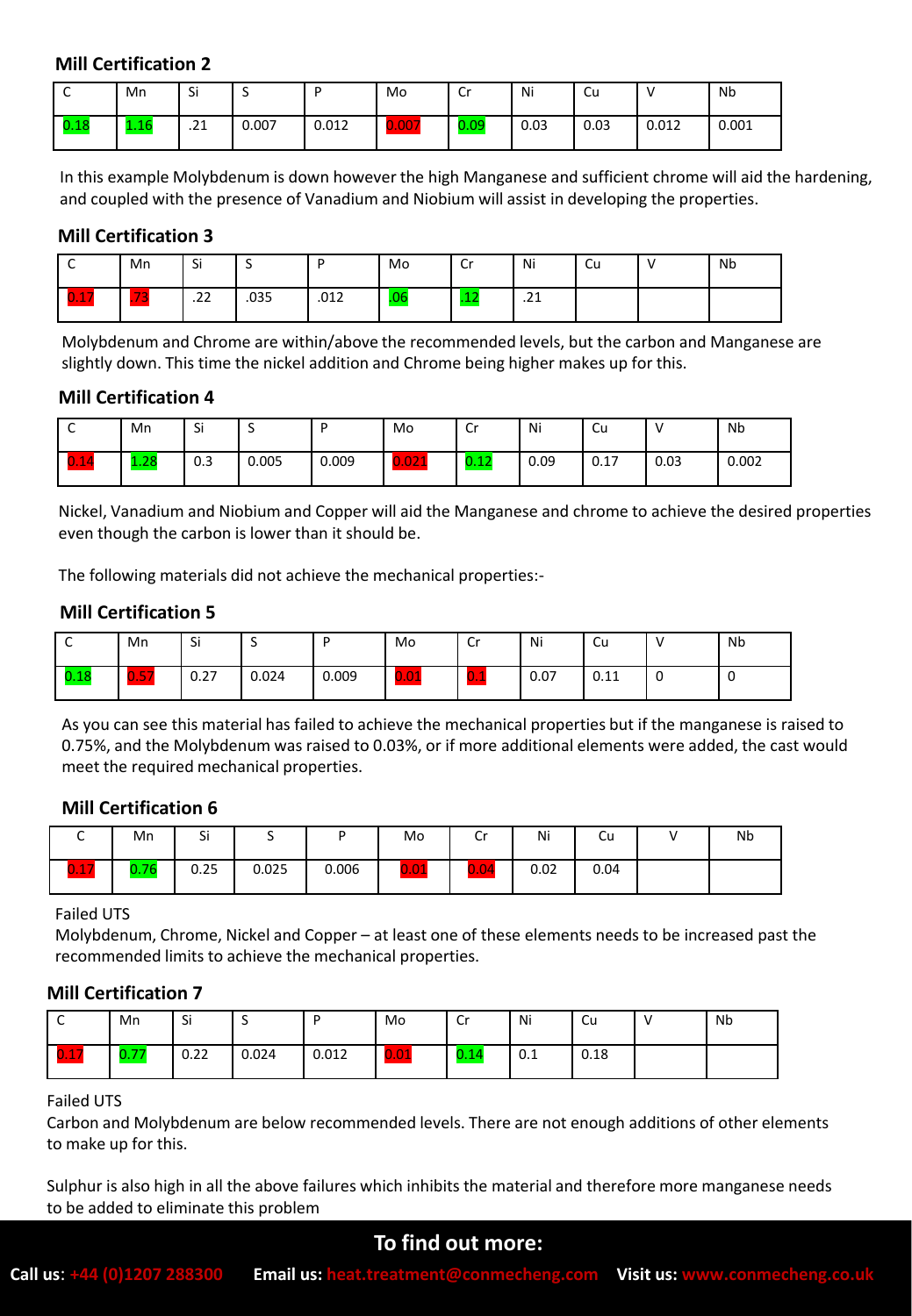### Mill Certification 2

| C | Mn | Si | S | P | Mo | Cr | Ni | Cu | V | Nb |
|---|---|---|---|---|---|---|---|---|---|---|
| 0.18 | 1.16 | .21 | 0.007 | 0.012 | 0.007 | 0.09 | 0.03 | 0.03 | 0.012 | 0.001 |

In this example Molybdenum is down however the high Manganese and sufficient chrome will aid the hardening, and coupled with the presence of Vanadium and Niobium will assist in developing the properties.

### Mill Certification 3

| C | Mn | Si | S | P | Mo | Cr | Ni | Cu | V | Nb |
|---|---|---|---|---|---|---|---|---|---|---|
| 0.17 | .73 | .22 | .035 | .012 | .06 | .12 | .21 | | | |

Molybdenum and Chrome are within/above the recommended levels, but the carbon and Manganese are slightly down. This time the nickel addition and Chrome being higher makes up for this.

### Mill Certification 4

| C | Mn | Si | S | P | Mo | Cr | Ni | Cu | V | Nb |
|---|---|---|---|---|---|---|---|---|---|---|
| 0.14 | 1.28 | 0.3 | 0.005 | 0.009 | 0.021 | 0.12 | 0.09 | 0.17 | 0.03 | 0.002 |

Nickel, Vanadium and Niobium and Copper will aid the Manganese and chrome to achieve the desired properties even though the carbon is lower than it should be.

The following materials did not achieve the mechanical properties:-

### Mill Certification 5

| C | Mn | Si | S | P | Mo | Cr | Ni | Cu | V | Nb |
|---|---|---|---|---|---|---|---|---|---|---|
| 0.18 | 0.57 | 0.27 | 0.024 | 0.009 | 0.01 | 0.1 | 0.07 | 0.11 | 0 | 0 |

As you can see this material has failed to achieve the mechanical properties but if the manganese is raised to 0.75%, and the Molybdenum was raised to 0.03%, or if more additional elements were added, the cast would meet the required mechanical properties.

### Mill Certification 6

| C | Mn | Si | S | P | Mo | Cr | Ni | Cu | V | Nb |
|---|---|---|---|---|---|---|---|---|---|---|
| 0.17 | 0.76 | 0.25 | 0.025 | 0.006 | 0.01 | 0.04 | 0.02 | 0.04 | | |

Failed UTS

Molybdenum, Chrome, Nickel and Copper – at least one of these elements needs to be increased past the recommended limits to achieve the mechanical properties.

### Mill Certification 7

| C | Mn | Si | S | P | Mo | Cr | Ni | Cu | V | Nb |
|---|---|---|---|---|---|---|---|---|---|---|
| 0.17 | 0.77 | 0.22 | 0.024 | 0.012 | 0.01 | 0.14 | 0.1 | 0.18 | | |

Failed UTS

Carbon and Molybdenum are below recommended levels. There are not enough additions of other elements to make up for this.

Sulphur is also high in all the above failures which inhibits the material and therefore more manganese needs to be added to eliminate this problem

## To find out more:

**Call us:** +44 (0)1207 288300 **Email us:** heat.treatment@conmecheng.com **Visit us:** www.conmecheng.co.uk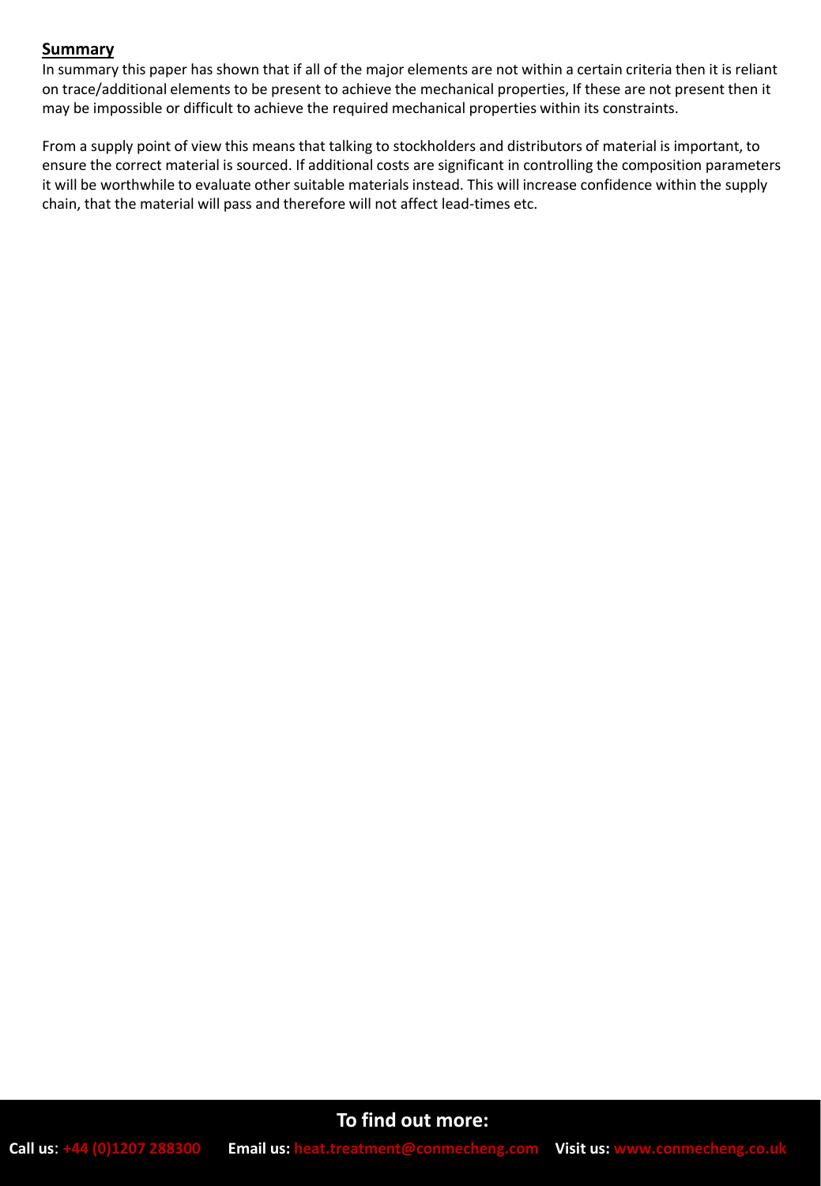**Summary**

In summary this paper has shown that if all of the major elements are not within a certain criteria then it is reliant on trace/additional elements to be present to achieve the mechanical properties, If these are not present then it may be impossible or difficult to achieve the required mechanical properties within its constraints.

From a supply point of view this means that talking to stockholders and distributors of material is important, to ensure the correct material is sourced. If additional costs are significant in controlling the composition parameters it will be worthwhile to evaluate other suitable materials instead. This will increase confidence within the supply chain, that the material will pass and therefore will not affect lead-times etc.

**To find out more:**

**Call us**: +44 (0)1207 288300 **Email us:** heat.treatment@conmecheng.com **Visit us:** www.conmecheng.co.uk